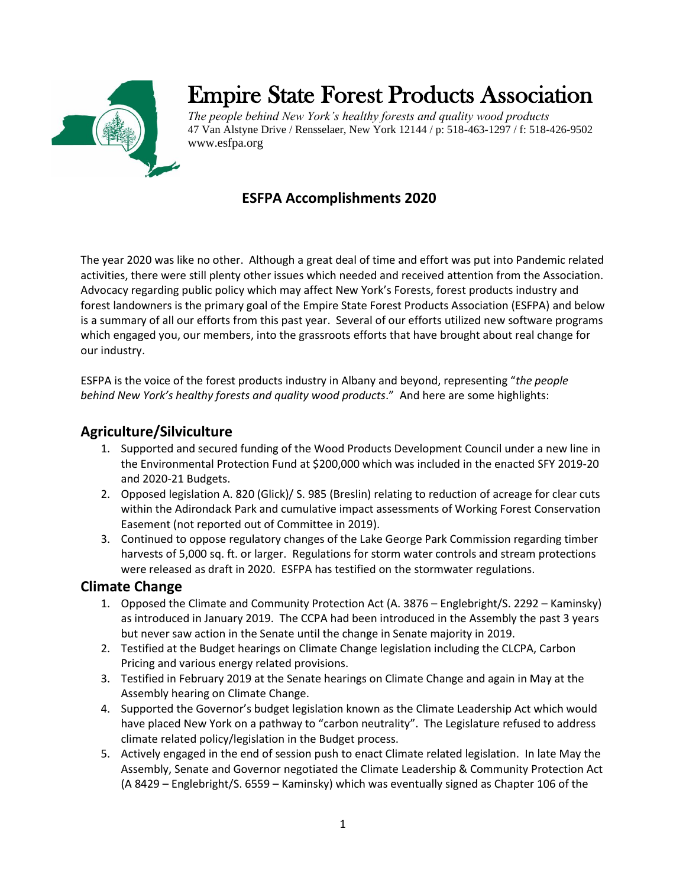# Empire State Forest Products Association

*The people behind New York's healthy forests and quality wood products*
47 Van Alstyne Drive / Rensselaer, New York 12144 / p: 518-463-1297 / f: 518-426-9502
www.esfpa.org

## ESFPA Accomplishments 2020

The year 2020 was like no other. Although a great deal of time and effort was put into Pandemic related activities, there were still plenty other issues which needed and received attention from the Association. Advocacy regarding public policy which may affect New York's Forests, forest products industry and forest landowners is the primary goal of the Empire State Forest Products Association (ESFPA) and below is a summary of all our efforts from this past year. Several of our efforts utilized new software programs which engaged you, our members, into the grassroots efforts that have brought about real change for our industry.

ESFPA is the voice of the forest products industry in Albany and beyond, representing "*the people behind New York's healthy forests and quality wood products*." And here are some highlights:

## Agriculture/Silviculture

1. Supported and secured funding of the Wood Products Development Council under a new line in the Environmental Protection Fund at $200,000 which was included in the enacted SFY 2019-20 and 2020-21 Budgets.
2. Opposed legislation A. 820 (Glick)/ S. 985 (Breslin) relating to reduction of acreage for clear cuts within the Adirondack Park and cumulative impact assessments of Working Forest Conservation Easement (not reported out of Committee in 2019).
3. Continued to oppose regulatory changes of the Lake George Park Commission regarding timber harvests of 5,000 sq. ft. or larger. Regulations for storm water controls and stream protections were released as draft in 2020. ESFPA has testified on the stormwater regulations.

## Climate Change

1. Opposed the Climate and Community Protection Act (A. 3876 – Englebright/S. 2292 – Kaminsky) as introduced in January 2019. The CCPA had been introduced in the Assembly the past 3 years but never saw action in the Senate until the change in Senate majority in 2019.
2. Testified at the Budget hearings on Climate Change legislation including the CLCPA, Carbon Pricing and various energy related provisions.
3. Testified in February 2019 at the Senate hearings on Climate Change and again in May at the Assembly hearing on Climate Change.
4. Supported the Governor's budget legislation known as the Climate Leadership Act which would have placed New York on a pathway to "carbon neutrality". The Legislature refused to address climate related policy/legislation in the Budget process.
5. Actively engaged in the end of session push to enact Climate related legislation. In late May the Assembly, Senate and Governor negotiated the Climate Leadership & Community Protection Act (A 8429 – Englebright/S. 6559 – Kaminsky) which was eventually signed as Chapter 106 of the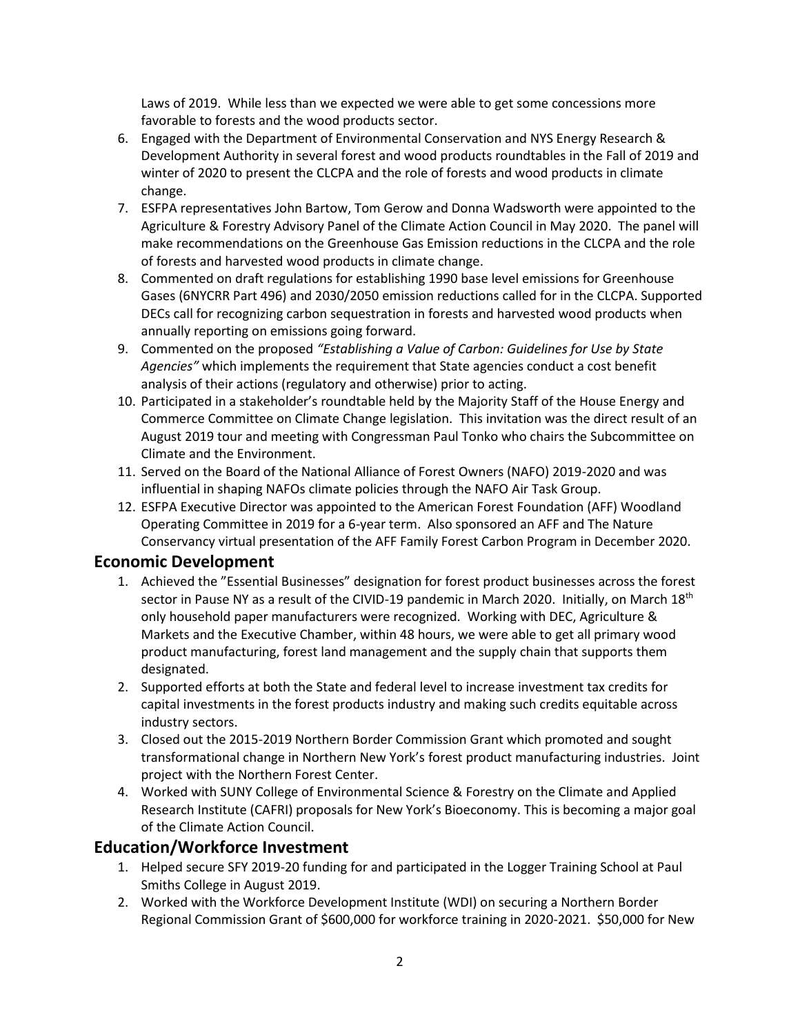Laws of 2019. While less than we expected we were able to get some concessions more favorable to forests and the wood products sector.

6. Engaged with the Department of Environmental Conservation and NYS Energy Research & Development Authority in several forest and wood products roundtables in the Fall of 2019 and winter of 2020 to present the CLCPA and the role of forests and wood products in climate change.
7. ESFPA representatives John Bartow, Tom Gerow and Donna Wadsworth were appointed to the Agriculture & Forestry Advisory Panel of the Climate Action Council in May 2020. The panel will make recommendations on the Greenhouse Gas Emission reductions in the CLCPA and the role of forests and harvested wood products in climate change.
8. Commented on draft regulations for establishing 1990 base level emissions for Greenhouse Gases (6NYCRR Part 496) and 2030/2050 emission reductions called for in the CLCPA. Supported DECs call for recognizing carbon sequestration in forests and harvested wood products when annually reporting on emissions going forward.
9. Commented on the proposed *"Establishing a Value of Carbon: Guidelines for Use by State Agencies"* which implements the requirement that State agencies conduct a cost benefit analysis of their actions (regulatory and otherwise) prior to acting.
10. Participated in a stakeholder's roundtable held by the Majority Staff of the House Energy and Commerce Committee on Climate Change legislation. This invitation was the direct result of an August 2019 tour and meeting with Congressman Paul Tonko who chairs the Subcommittee on Climate and the Environment.
11. Served on the Board of the National Alliance of Forest Owners (NAFO) 2019-2020 and was influential in shaping NAFOs climate policies through the NAFO Air Task Group.
12. ESFPA Executive Director was appointed to the American Forest Foundation (AFF) Woodland Operating Committee in 2019 for a 6-year term. Also sponsored an AFF and The Nature Conservancy virtual presentation of the AFF Family Forest Carbon Program in December 2020.

## Economic Development

1. Achieved the "Essential Businesses" designation for forest product businesses across the forest sector in Pause NY as a result of the CIVID-19 pandemic in March 2020. Initially, on March 18th only household paper manufacturers were recognized. Working with DEC, Agriculture & Markets and the Executive Chamber, within 48 hours, we were able to get all primary wood product manufacturing, forest land management and the supply chain that supports them designated.
2. Supported efforts at both the State and federal level to increase investment tax credits for capital investments in the forest products industry and making such credits equitable across industry sectors.
3. Closed out the 2015-2019 Northern Border Commission Grant which promoted and sought transformational change in Northern New York's forest product manufacturing industries. Joint project with the Northern Forest Center.
4. Worked with SUNY College of Environmental Science & Forestry on the Climate and Applied Research Institute (CAFRI) proposals for New York's Bioeconomy. This is becoming a major goal of the Climate Action Council.

## Education/Workforce Investment

1. Helped secure SFY 2019-20 funding for and participated in the Logger Training School at Paul Smiths College in August 2019.
2. Worked with the Workforce Development Institute (WDI) on securing a Northern Border Regional Commission Grant of $600,000 for workforce training in 2020-2021. $50,000 for New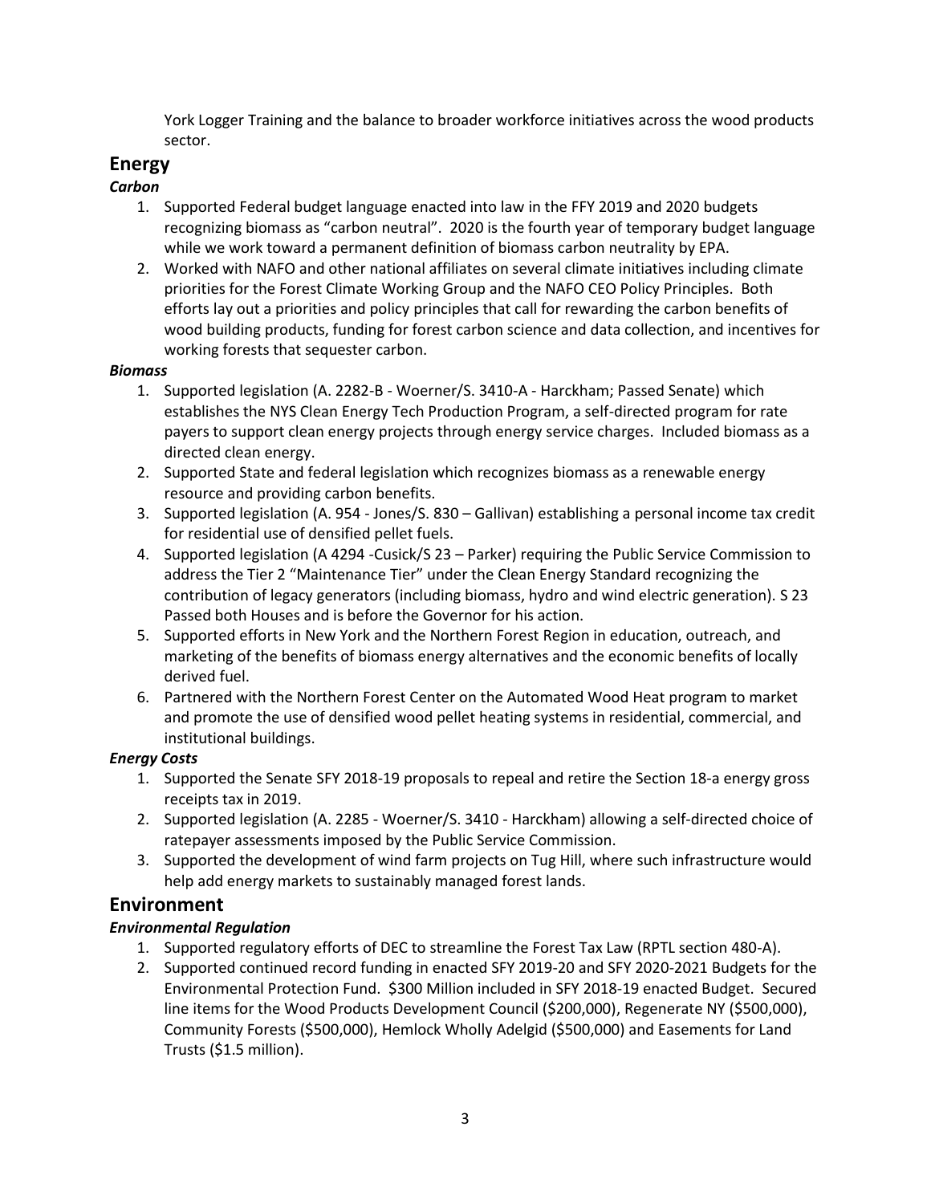York Logger Training and the balance to broader workforce initiatives across the wood products sector.

## Energy

***Carbon***

1. Supported Federal budget language enacted into law in the FFY 2019 and 2020 budgets recognizing biomass as "carbon neutral". 2020 is the fourth year of temporary budget language while we work toward a permanent definition of biomass carbon neutrality by EPA.
2. Worked with NAFO and other national affiliates on several climate initiatives including climate priorities for the Forest Climate Working Group and the NAFO CEO Policy Principles. Both efforts lay out a priorities and policy principles that call for rewarding the carbon benefits of wood building products, funding for forest carbon science and data collection, and incentives for working forests that sequester carbon.

***Biomass***

1. Supported legislation (A. 2282-B - Woerner/S. 3410-A - Harckham; Passed Senate) which establishes the NYS Clean Energy Tech Production Program, a self-directed program for rate payers to support clean energy projects through energy service charges. Included biomass as a directed clean energy.
2. Supported State and federal legislation which recognizes biomass as a renewable energy resource and providing carbon benefits.
3. Supported legislation (A. 954 - Jones/S. 830 – Gallivan) establishing a personal income tax credit for residential use of densified pellet fuels.
4. Supported legislation (A 4294 -Cusick/S 23 – Parker) requiring the Public Service Commission to address the Tier 2 "Maintenance Tier" under the Clean Energy Standard recognizing the contribution of legacy generators (including biomass, hydro and wind electric generation). S 23 Passed both Houses and is before the Governor for his action.
5. Supported efforts in New York and the Northern Forest Region in education, outreach, and marketing of the benefits of biomass energy alternatives and the economic benefits of locally derived fuel.
6. Partnered with the Northern Forest Center on the Automated Wood Heat program to market and promote the use of densified wood pellet heating systems in residential, commercial, and institutional buildings.

***Energy Costs***

1. Supported the Senate SFY 2018-19 proposals to repeal and retire the Section 18-a energy gross receipts tax in 2019.
2. Supported legislation (A. 2285 - Woerner/S. 3410 - Harckham) allowing a self-directed choice of ratepayer assessments imposed by the Public Service Commission.
3. Supported the development of wind farm projects on Tug Hill, where such infrastructure would help add energy markets to sustainably managed forest lands.

## Environment

***Environmental Regulation***

1. Supported regulatory efforts of DEC to streamline the Forest Tax Law (RPTL section 480-A).
2. Supported continued record funding in enacted SFY 2019-20 and SFY 2020-2021 Budgets for the Environmental Protection Fund. $300 Million included in SFY 2018-19 enacted Budget. Secured line items for the Wood Products Development Council ($200,000), Regenerate NY ($500,000), Community Forests ($500,000), Hemlock Wholly Adelgid ($500,000) and Easements for Land Trusts ($1.5 million).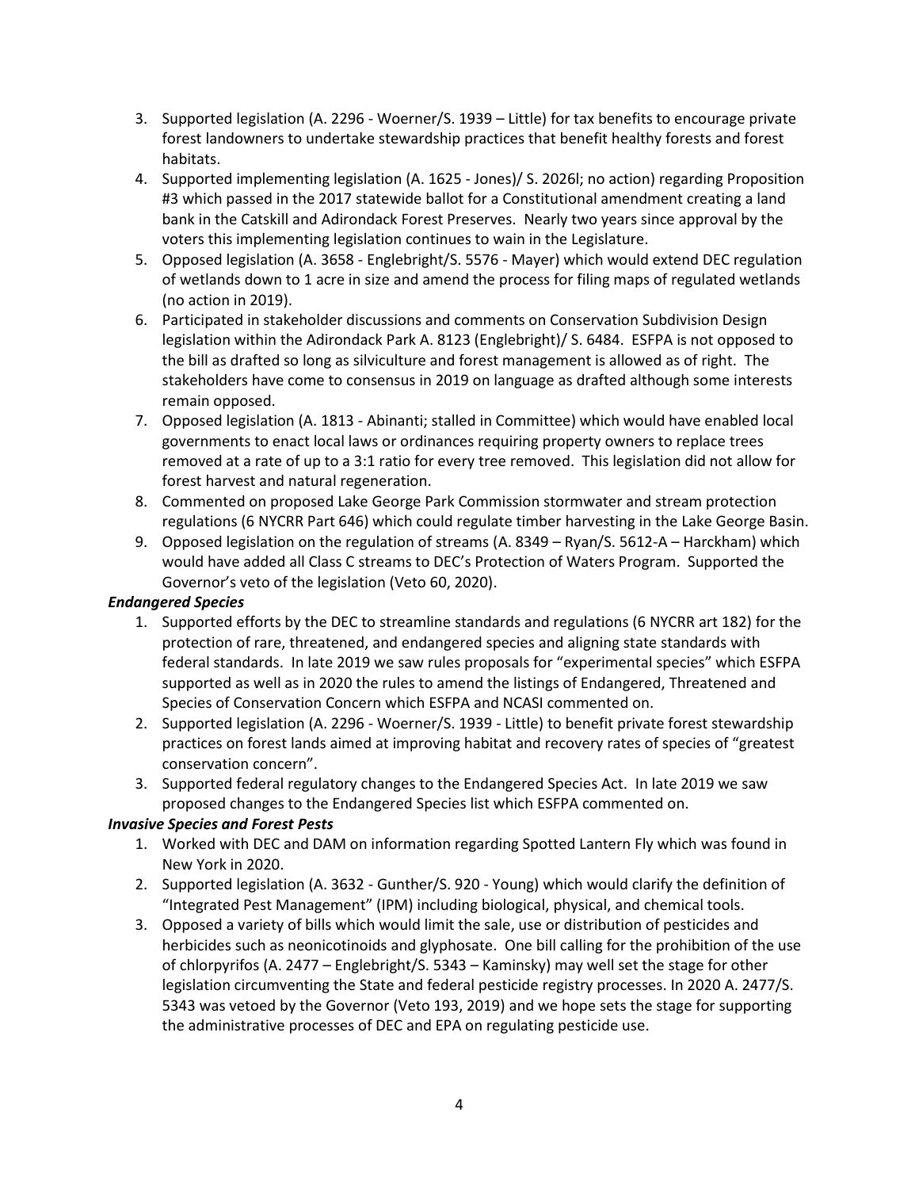3. Supported legislation (A. 2296 - Woerner/S. 1939 – Little) for tax benefits to encourage private forest landowners to undertake stewardship practices that benefit healthy forests and forest habitats.
4. Supported implementing legislation (A. 1625 - Jones)/ S. 2026l; no action) regarding Proposition #3 which passed in the 2017 statewide ballot for a Constitutional amendment creating a land bank in the Catskill and Adirondack Forest Preserves. Nearly two years since approval by the voters this implementing legislation continues to wain in the Legislature.
5. Opposed legislation (A. 3658 - Englebright/S. 5576 - Mayer) which would extend DEC regulation of wetlands down to 1 acre in size and amend the process for filing maps of regulated wetlands (no action in 2019).
6. Participated in stakeholder discussions and comments on Conservation Subdivision Design legislation within the Adirondack Park A. 8123 (Englebright)/ S. 6484. ESFPA is not opposed to the bill as drafted so long as silviculture and forest management is allowed as of right. The stakeholders have come to consensus in 2019 on language as drafted although some interests remain opposed.
7. Opposed legislation (A. 1813 - Abinanti; stalled in Committee) which would have enabled local governments to enact local laws or ordinances requiring property owners to replace trees removed at a rate of up to a 3:1 ratio for every tree removed. This legislation did not allow for forest harvest and natural regeneration.
8. Commented on proposed Lake George Park Commission stormwater and stream protection regulations (6 NYCRR Part 646) which could regulate timber harvesting in the Lake George Basin.
9. Opposed legislation on the regulation of streams (A. 8349 – Ryan/S. 5612-A – Harckham) which would have added all Class C streams to DEC's Protection of Waters Program. Supported the Governor's veto of the legislation (Veto 60, 2020).

***Endangered Species***

1. Supported efforts by the DEC to streamline standards and regulations (6 NYCRR art 182) for the protection of rare, threatened, and endangered species and aligning state standards with federal standards. In late 2019 we saw rules proposals for "experimental species" which ESFPA supported as well as in 2020 the rules to amend the listings of Endangered, Threatened and Species of Conservation Concern which ESFPA and NCASI commented on.
2. Supported legislation (A. 2296 - Woerner/S. 1939 - Little) to benefit private forest stewardship practices on forest lands aimed at improving habitat and recovery rates of species of "greatest conservation concern".
3. Supported federal regulatory changes to the Endangered Species Act. In late 2019 we saw proposed changes to the Endangered Species list which ESFPA commented on.

***Invasive Species and Forest Pests***

1. Worked with DEC and DAM on information regarding Spotted Lantern Fly which was found in New York in 2020.
2. Supported legislation (A. 3632 - Gunther/S. 920 - Young) which would clarify the definition of "Integrated Pest Management" (IPM) including biological, physical, and chemical tools.
3. Opposed a variety of bills which would limit the sale, use or distribution of pesticides and herbicides such as neonicotinoids and glyphosate. One bill calling for the prohibition of the use of chlorpyrifos (A. 2477 – Englebright/S. 5343 – Kaminsky) may well set the stage for other legislation circumventing the State and federal pesticide registry processes. In 2020 A. 2477/S. 5343 was vetoed by the Governor (Veto 193, 2019) and we hope sets the stage for supporting the administrative processes of DEC and EPA on regulating pesticide use.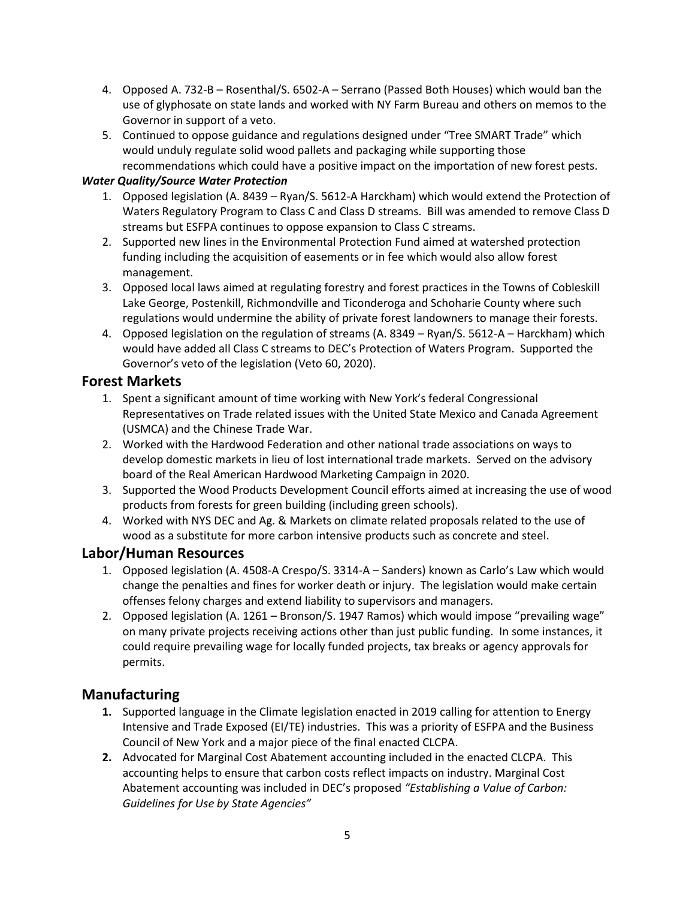4. Opposed A. 732-B – Rosenthal/S. 6502-A – Serrano (Passed Both Houses) which would ban the use of glyphosate on state lands and worked with NY Farm Bureau and others on memos to the Governor in support of a veto.
5. Continued to oppose guidance and regulations designed under "Tree SMART Trade" which would unduly regulate solid wood pallets and packaging while supporting those recommendations which could have a positive impact on the importation of new forest pests.

***Water Quality/Source Water Protection***

1. Opposed legislation (A. 8439 – Ryan/S. 5612-A Harckham) which would extend the Protection of Waters Regulatory Program to Class C and Class D streams. Bill was amended to remove Class D streams but ESFPA continues to oppose expansion to Class C streams.
2. Supported new lines in the Environmental Protection Fund aimed at watershed protection funding including the acquisition of easements or in fee which would also allow forest management.
3. Opposed local laws aimed at regulating forestry and forest practices in the Towns of Cobleskill Lake George, Postenkill, Richmondville and Ticonderoga and Schoharie County where such regulations would undermine the ability of private forest landowners to manage their forests.
4. Opposed legislation on the regulation of streams (A. 8349 – Ryan/S. 5612-A – Harckham) which would have added all Class C streams to DEC's Protection of Waters Program. Supported the Governor's veto of the legislation (Veto 60, 2020).

## Forest Markets

1. Spent a significant amount of time working with New York's federal Congressional Representatives on Trade related issues with the United State Mexico and Canada Agreement (USMCA) and the Chinese Trade War.
2. Worked with the Hardwood Federation and other national trade associations on ways to develop domestic markets in lieu of lost international trade markets. Served on the advisory board of the Real American Hardwood Marketing Campaign in 2020.
3. Supported the Wood Products Development Council efforts aimed at increasing the use of wood products from forests for green building (including green schools).
4. Worked with NYS DEC and Ag. & Markets on climate related proposals related to the use of wood as a substitute for more carbon intensive products such as concrete and steel.

## Labor/Human Resources

1. Opposed legislation (A. 4508-A Crespo/S. 3314-A – Sanders) known as Carlo's Law which would change the penalties and fines for worker death or injury. The legislation would make certain offenses felony charges and extend liability to supervisors and managers.
2. Opposed legislation (A. 1261 – Bronson/S. 1947 Ramos) which would impose "prevailing wage" on many private projects receiving actions other than just public funding. In some instances, it could require prevailing wage for locally funded projects, tax breaks or agency approvals for permits.

## Manufacturing

1. Supported language in the Climate legislation enacted in 2019 calling for attention to Energy Intensive and Trade Exposed (EI/TE) industries. This was a priority of ESFPA and the Business Council of New York and a major piece of the final enacted CLCPA.
2. Advocated for Marginal Cost Abatement accounting included in the enacted CLCPA. This accounting helps to ensure that carbon costs reflect impacts on industry. Marginal Cost Abatement accounting was included in DEC's proposed *"Establishing a Value of Carbon: Guidelines for Use by State Agencies"*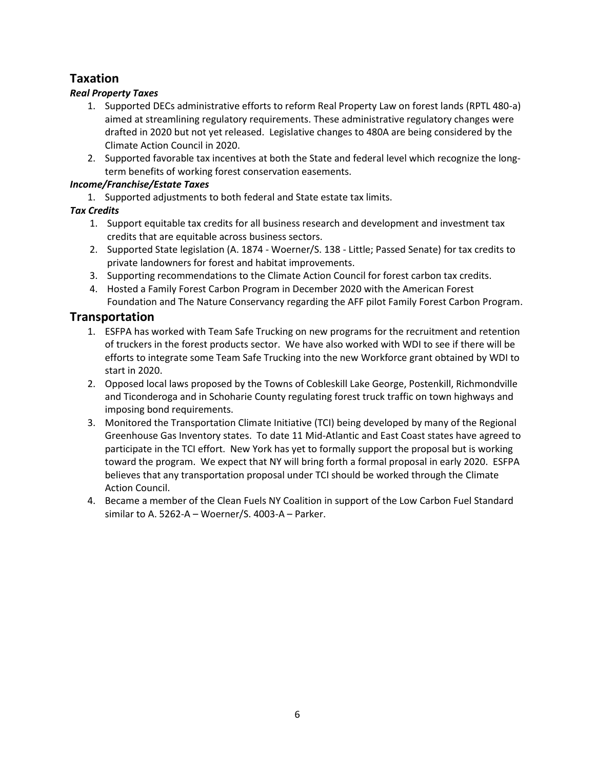## Taxation

### *Real Property Taxes*

1. Supported DECs administrative efforts to reform Real Property Law on forest lands (RPTL 480-a) aimed at streamlining regulatory requirements. These administrative regulatory changes were drafted in 2020 but not yet released. Legislative changes to 480A are being considered by the Climate Action Council in 2020.
2. Supported favorable tax incentives at both the State and federal level which recognize the long-term benefits of working forest conservation easements.

### *Income/Franchise/Estate Taxes*

1. Supported adjustments to both federal and State estate tax limits.

### *Tax Credits*

1. Support equitable tax credits for all business research and development and investment tax credits that are equitable across business sectors.
2. Supported State legislation (A. 1874 - Woerner/S. 138 - Little; Passed Senate) for tax credits to private landowners for forest and habitat improvements.
3. Supporting recommendations to the Climate Action Council for forest carbon tax credits.
4. Hosted a Family Forest Carbon Program in December 2020 with the American Forest Foundation and The Nature Conservancy regarding the AFF pilot Family Forest Carbon Program.

## Transportation

1. ESFPA has worked with Team Safe Trucking on new programs for the recruitment and retention of truckers in the forest products sector. We have also worked with WDI to see if there will be efforts to integrate some Team Safe Trucking into the new Workforce grant obtained by WDI to start in 2020.
2. Opposed local laws proposed by the Towns of Cobleskill Lake George, Postenkill, Richmondville and Ticonderoga and in Schoharie County regulating forest truck traffic on town highways and imposing bond requirements.
3. Monitored the Transportation Climate Initiative (TCI) being developed by many of the Regional Greenhouse Gas Inventory states. To date 11 Mid-Atlantic and East Coast states have agreed to participate in the TCI effort. New York has yet to formally support the proposal but is working toward the program. We expect that NY will bring forth a formal proposal in early 2020. ESFPA believes that any transportation proposal under TCI should be worked through the Climate Action Council.
4. Became a member of the Clean Fuels NY Coalition in support of the Low Carbon Fuel Standard similar to A. 5262-A – Woerner/S. 4003-A – Parker.